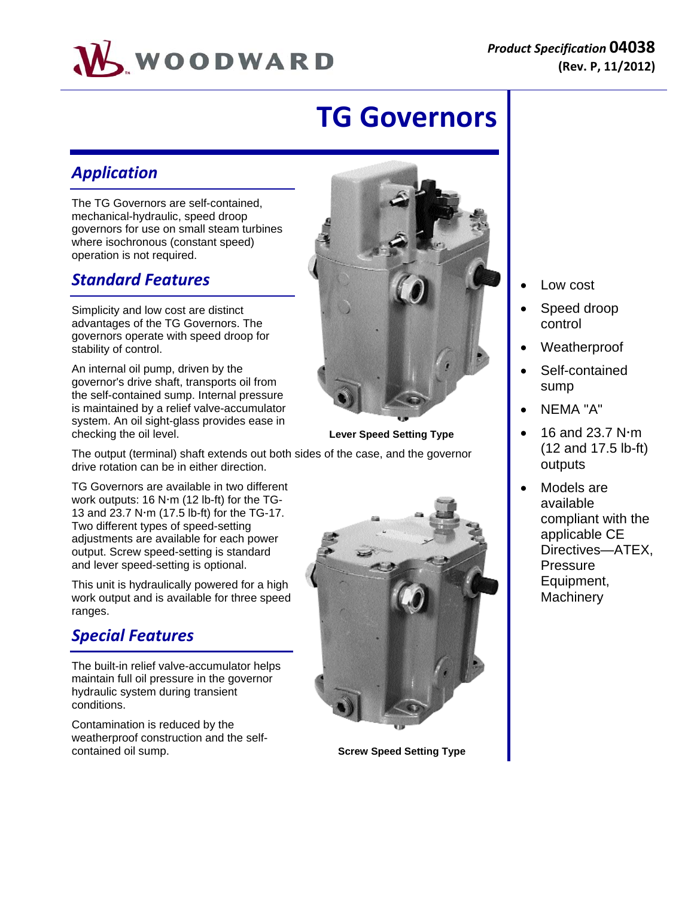# TG Governors

## Application

The TG Governors are self-contained, mechanical-hydraulic, speed droop governors for use on small steam turbines where isochronous (constant speed) operation is not required.

## Standard Features

Simplicity and low cost are distinct advantages of the TG Governors. The governors operate with speed droop for stability of control.

An internal oil pump, driven by the governor's drive shaft, transports oil from the self-contained sump. Internal pressure is maintained by a relief valve-accumulator system. An oil sight-glass provides ease in checking the oil level.

**Lever Speed Setting Type**

The output (terminal) shaft extends out both sides of the case, and the governor drive rotation can be in either direction.

TG Governors are available in two different work outputs: 16 N·m (12 lb-ft) for the TG-13 and 23.7 N·m (17.5 lb-ft) for the TG-17. Two different types of speed-setting adjustments are available for each power output. Screw speed-setting is standard and lever speed-setting is optional.

This unit is hydraulically powered for a high work output and is available for three speed ranges.

## Special Features

The built-in relief valve-accumulator helps maintain full oil pressure in the governor hydraulic system during transient conditions.

Contamination is reduced by the weatherproof construction and the self-contained oil sump.

**Screw Speed Setting Type**

- Low cost
- Speed droop control
- Weatherproof
- Self-contained sump
- NEMA "A"
- 16 and 23.7 N·m (12 and 17.5 lb-ft) outputs
- Models are available compliant with the applicable CE Directives—ATEX, Pressure Equipment, Machinery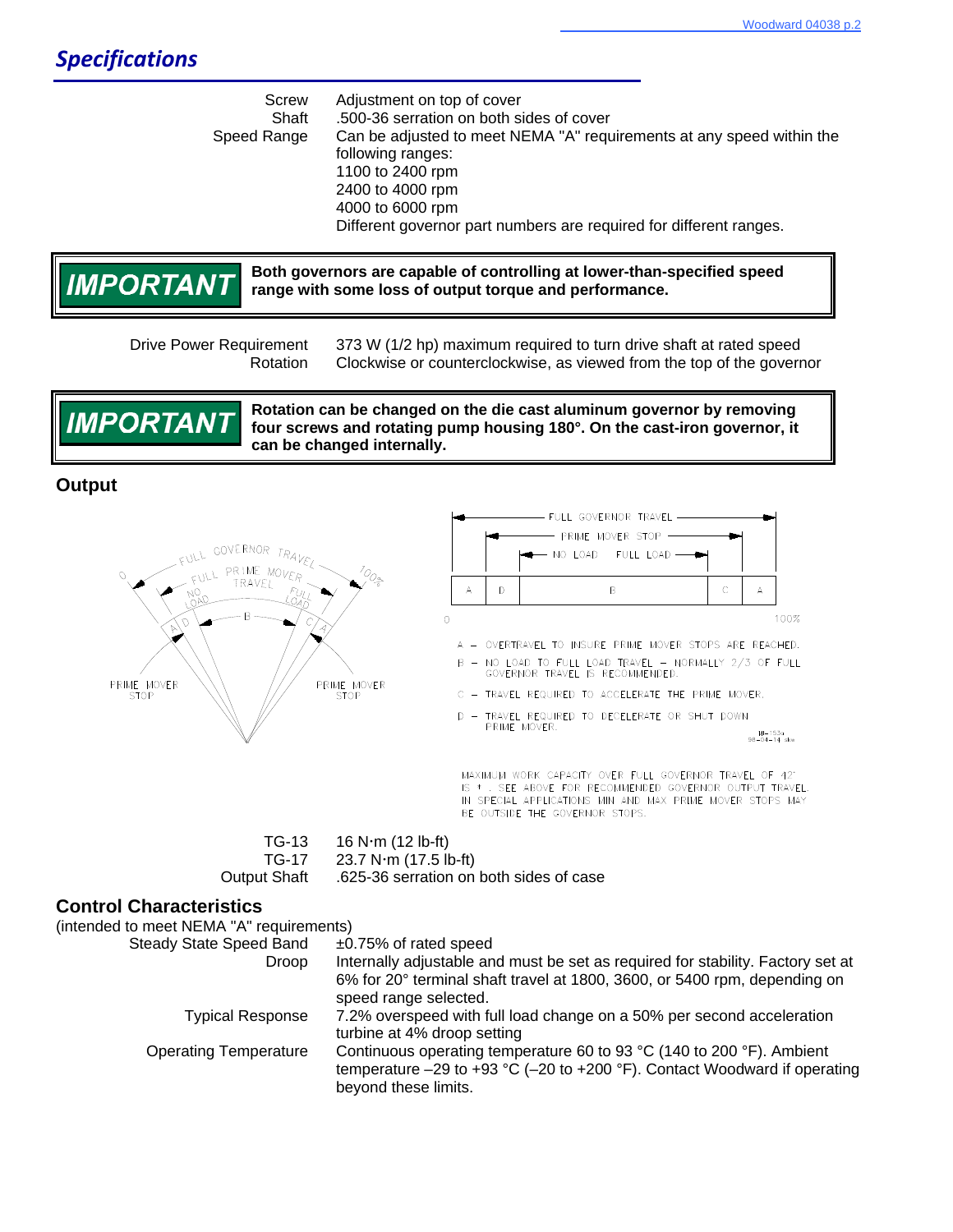## *Specifications*

| | |
|---|---|
| Screw | Adjustment on top of cover |
| Shaft | .500-36 serration on both sides of cover |
| Speed Range | Can be adjusted to meet NEMA "A" requirements at any speed within the following ranges:<br>1100 to 2400 rpm<br>2400 to 4000 rpm<br>4000 to 6000 rpm<br>Different governor part numbers are required for different ranges. |

> **IMPORTANT** — **Both governors are capable of controlling at lower-than-specified speed range with some loss of output torque and performance.**

| | |
|---|---|
| Drive Power Requirement | 373 W (1/2 hp) maximum required to turn drive shaft at rated speed |
| Rotation | Clockwise or counterclockwise, as viewed from the top of the governor |

> **IMPORTANT** — **Rotation can be changed on the die cast aluminum governor by removing four screws and rotating pump housing 180°. On the cast-iron governor, it can be changed internally.**

### Output

FULL GOVERNOR TRAVEL — PRIME MOVER STOP — NO LOAD FULL LOAD

| A | D | B | C | A |
|---|---|---|---|---|

0 — 100%

A – OVERTRAVEL TO INSURE PRIME MOVER STOPS ARE REACHED.
B – NO LOAD TO FULL LOAD TRAVEL – NORMALLY 2/3 OF FULL GOVERNOR TRAVEL IS RECOMMENDED.
C – TRAVEL REQUIRED TO ACCELERATE THE PRIME MOVER.
D – TRAVEL REQUIRED TO DECELERATE OR SHUT DOWN PRIME MOVER.

MAXIMUM WORK CAPACITY OVER FULL GOVERNOR TRAVEL OF 42° IS * . SEE ABOVE FOR RECOMMENDED GOVERNOR OUTPUT TRAVEL. IN SPECIAL APPLICATIONS MIN AND MAX PRIME MOVER STOPS MAY BE OUTSIDE THE GOVERNOR STOPS.

| | |
|---|---|
| TG-13 | 16 N·m (12 lb-ft) |
| TG-17 | 23.7 N·m (17.5 lb-ft) |
| Output Shaft | .625-36 serration on both sides of case |

### Control Characteristics

(intended to meet NEMA "A" requirements)

| | |
|---|---|
| Steady State Speed Band | ±0.75% of rated speed |
| Droop | Internally adjustable and must be set as required for stability. Factory set at 6% for 20° terminal shaft travel at 1800, 3600, or 5400 rpm, depending on speed range selected. |
| Typical Response | 7.2% overspeed with full load change on a 50% per second acceleration turbine at 4% droop setting |
| Operating Temperature | Continuous operating temperature 60 to 93 °C (140 to 200 °F). Ambient temperature –29 to +93 °C (–20 to +200 °F). Contact Woodward if operating beyond these limits. |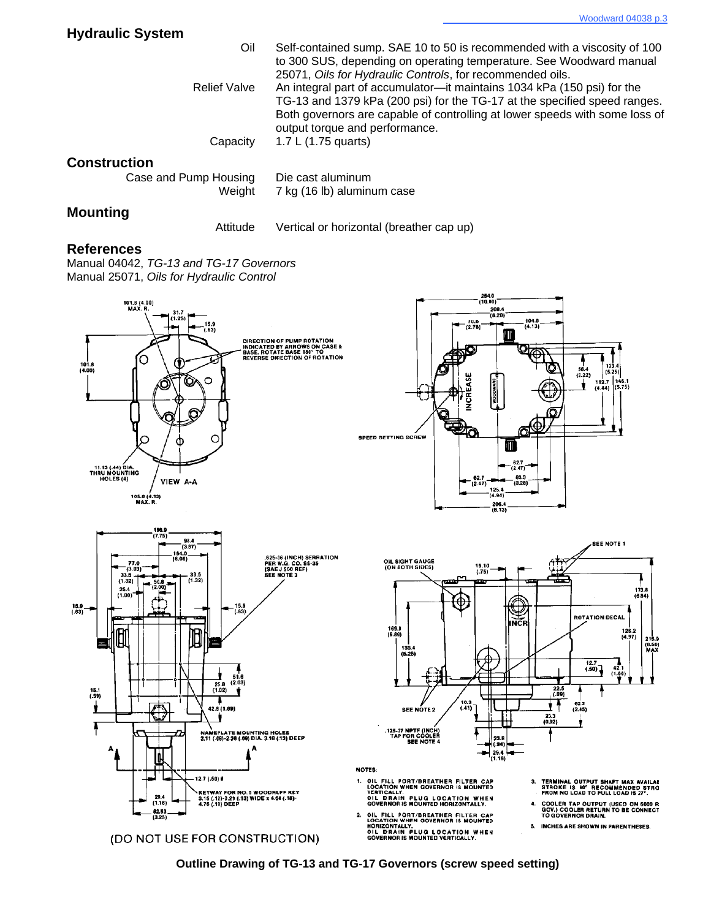## Hydraulic System

| | |
|---|---|
| Oil | Self-contained sump. SAE 10 to 50 is recommended with a viscosity of 100 to 300 SUS, depending on operating temperature. See Woodward manual 25071, *Oils for Hydraulic Controls*, for recommended oils. |
| Relief Valve | An integral part of accumulator—it maintains 1034 kPa (150 psi) for the TG-13 and 1379 kPa (200 psi) for the TG-17 at the specified speed ranges. Both governors are capable of controlling at lower speeds with some loss of output torque and performance. |
| Capacity | 1.7 L (1.75 quarts) |

## Construction

| | |
|---|---|
| Case and Pump Housing | Die cast aluminum |
| Weight | 7 kg (16 lb) aluminum case |

## Mounting

| | |
|---|---|
| Attitude | Vertical or horizontal (breather cap up) |

## References

Manual 04042, *TG-13 and TG-17 Governors*
Manual 25071, *Oils for Hydraulic Control*

(DO NOT USE FOR CONSTRUCTION)

NOTES:

1. OIL FILL PORT/BREATHER FILTER CAP LOCATION WHEN GOVERNOR IS MOUNTED VERTICALLY. OIL DRAIN PLUG LOCATION WHEN GOVERNOR IS MOUNTED HORIZONTALLY.
2. OIL FILL PORT/BREATHER FILTER CAP LOCATION WHEN GOVERNOR IS MOUNTED HORIZONTALLY. OIL DRAIN PLUG LOCATION WHEN GOVERNOR IS MOUNTED VERTICALLY.
3. TERMINAL OUTPUT SHAFT MAX AVAILABLE STROKE IS 40° RECOMMENDED STROKE FROM NO LOAD TO FULL LOAD IS 27°.
4. COOLER TAP OUTPUT (USED ON 5000 R GCV.) COOLER RETURN TO BE CONNECTED TO GOVERNOR DRAIN.
5. INCHES ARE SHOWN IN PARENTHESES.

**Outline Drawing of TG-13 and TG-17 Governors (screw speed setting)**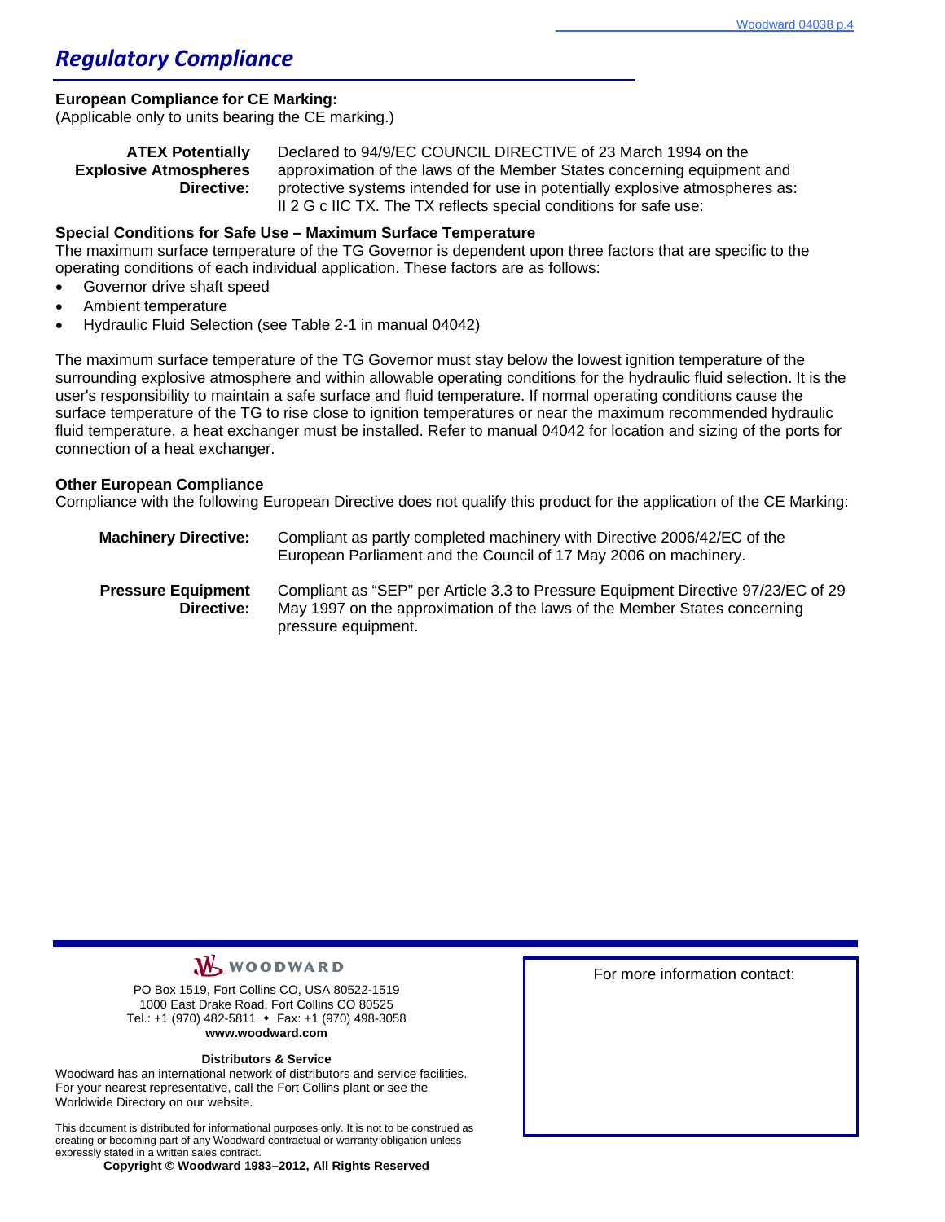# Regulatory Compliance

**European Compliance for CE Marking:**
(Applicable only to units bearing the CE marking.)

| | |
|---|---|
| **ATEX Potentially Explosive Atmospheres Directive:** | Declared to 94/9/EC COUNCIL DIRECTIVE of 23 March 1994 on the approximation of the laws of the Member States concerning equipment and protective systems intended for use in potentially explosive atmospheres as: II 2 G c IIC TX. The TX reflects special conditions for safe use: |

**Special Conditions for Safe Use – Maximum Surface Temperature**
The maximum surface temperature of the TG Governor is dependent upon three factors that are specific to the operating conditions of each individual application. These factors are as follows:

- Governor drive shaft speed
- Ambient temperature
- Hydraulic Fluid Selection (see Table 2-1 in manual 04042)

The maximum surface temperature of the TG Governor must stay below the lowest ignition temperature of the surrounding explosive atmosphere and within allowable operating conditions for the hydraulic fluid selection. It is the user's responsibility to maintain a safe surface and fluid temperature. If normal operating conditions cause the surface temperature of the TG to rise close to ignition temperatures or near the maximum recommended hydraulic fluid temperature, a heat exchanger must be installed. Refer to manual 04042 for location and sizing of the ports for connection of a heat exchanger.

**Other European Compliance**
Compliance with the following European Directive does not qualify this product for the application of the CE Marking:

| | |
|---|---|
| **Machinery Directive:** | Compliant as partly completed machinery with Directive 2006/42/EC of the European Parliament and the Council of 17 May 2006 on machinery. |
| **Pressure Equipment Directive:** | Compliant as "SEP" per Article 3.3 to Pressure Equipment Directive 97/23/EC of 29 May 1997 on the approximation of the laws of the Member States concerning pressure equipment. |

WOODWARD

PO Box 1519, Fort Collins CO, USA 80522-1519
1000 East Drake Road, Fort Collins CO 80525
Tel.: +1 (970) 482-5811 • Fax: +1 (970) 498-3058
**www.woodward.com**

**Distributors & Service**
Woodward has an international network of distributors and service facilities. For your nearest representative, call the Fort Collins plant or see the Worldwide Directory on our website.

This document is distributed for informational purposes only. It is not to be construed as creating or becoming part of any Woodward contractual or warranty obligation unless expressly stated in a written sales contract.

**Copyright © Woodward 1983–2012, All Rights Reserved**

For more information contact: